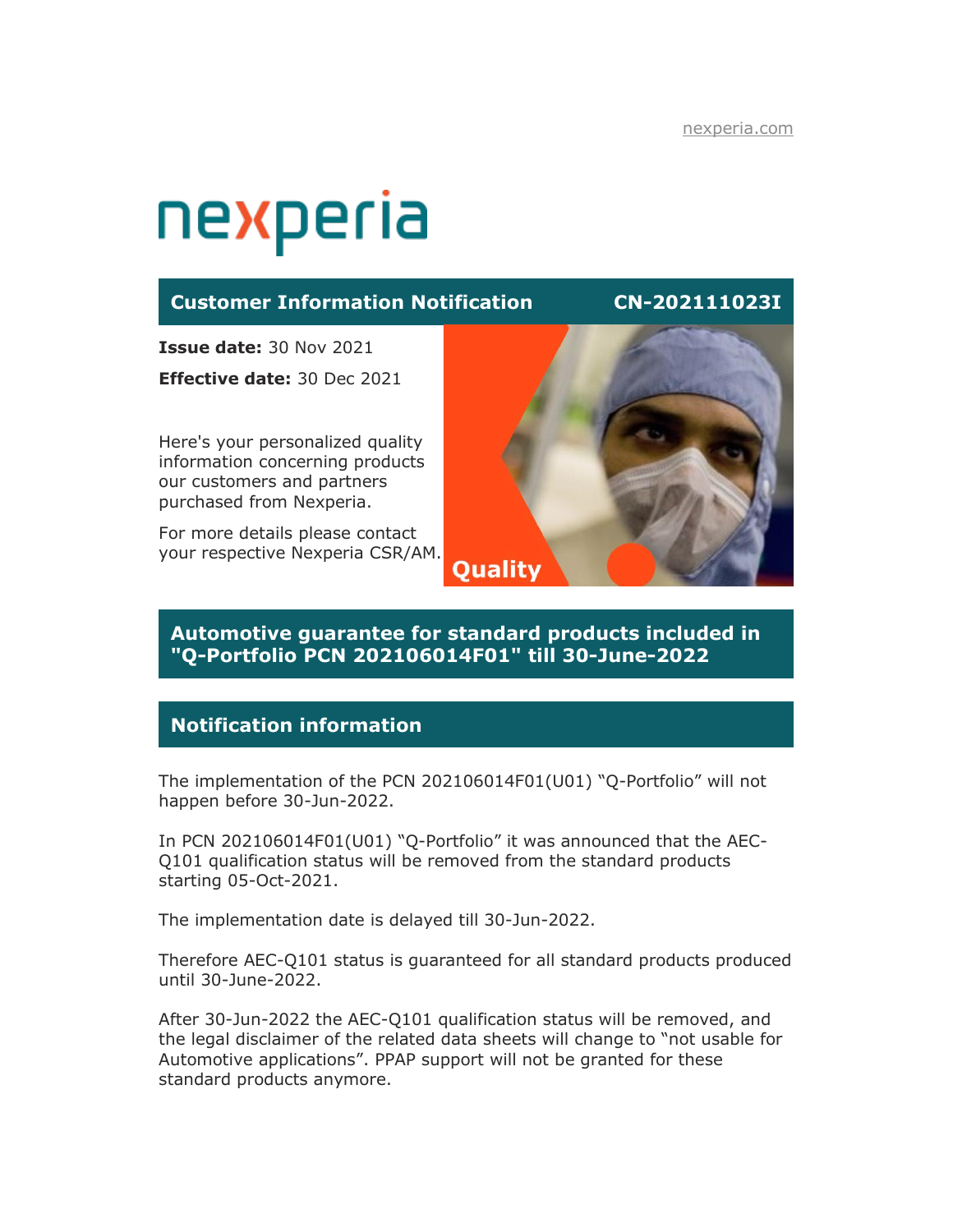nexperia.com

# nexperia

## Customer Information Notification CN-202111023I

**Issue date:** 30 Nov 2021

**Effective date:** 30 Dec 2021

Here's your personalized quality information concerning products our customers and partners purchased from Nexperia.

For more details please contact your respective Nexperia CSR/AM.

Quality

## Automotive guarantee for standard products included in "Q-Portfolio PCN 202106014F01" till 30-June-2022

## Notification information

The implementation of the PCN 202106014F01(U01) “Q-Portfolio” will not happen before 30-Jun-2022.

In PCN 202106014F01(U01) “Q-Portfolio” it was announced that the AEC-Q101 qualification status will be removed from the standard products starting 05-Oct-2021.

The implementation date is delayed till 30-Jun-2022.

Therefore AEC-Q101 status is guaranteed for all standard products produced until 30-June-2022.

After 30-Jun-2022 the AEC-Q101 qualification status will be removed, and the legal disclaimer of the related data sheets will change to “not usable for Automotive applications”. PPAP support will not be granted for these standard products anymore.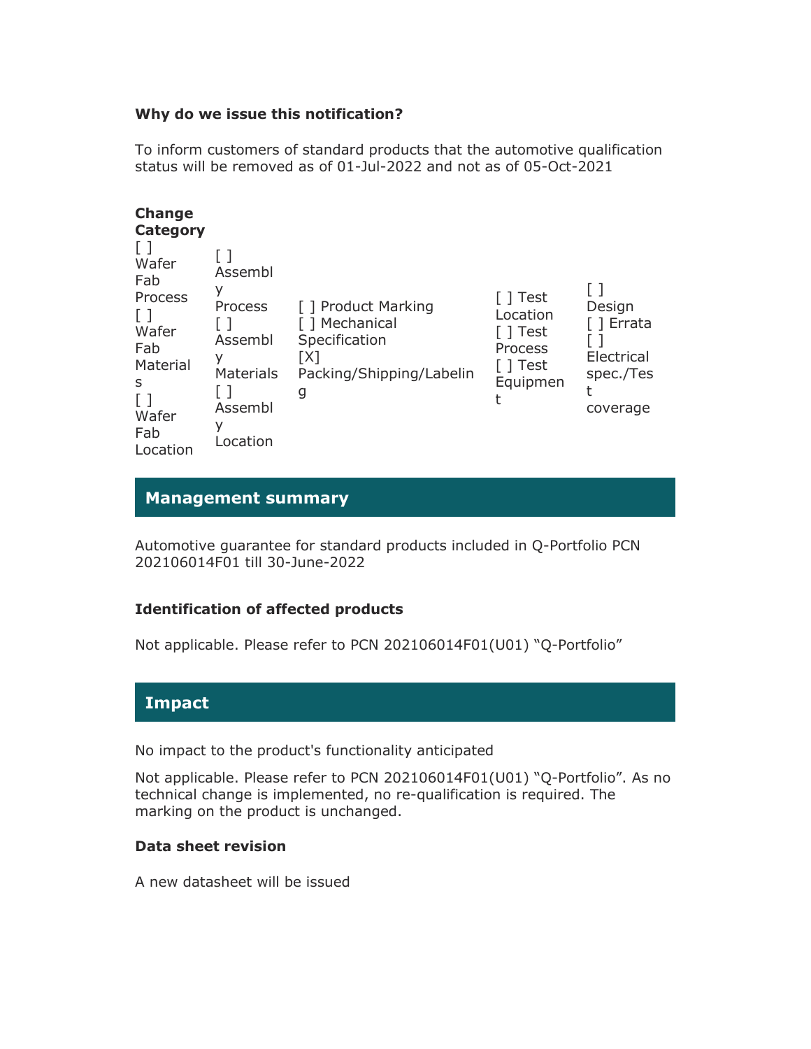### Why do we issue this notification?

To inform customers of standard products that the automotive qualification status will be removed as of 01-Jul-2022 and not as of 05-Oct-2021

**Change Category**

| | | | | |
|---|---|---|---|---|
| [ ] Wafer Fab Process<br>[ ] Wafer Fab Materials<br>[ ] Wafer Fab Location | [ ] Assembly Process<br>[ ] Assembly Materials<br>[ ] Assembly Location | [ ] Product Marking<br>[ ] Mechanical Specification<br>[X] Packing/Shipping/Labeling | [ ] Test Location<br>[ ] Test Process<br>[ ] Test Equipment | [ ] Design<br>[ ] Errata<br>[ ] Electrical spec./Test coverage |

## Management summary

Automotive guarantee for standard products included in Q-Portfolio PCN 202106014F01 till 30-June-2022

### Identification of affected products

Not applicable. Please refer to PCN 202106014F01(U01) “Q-Portfolio”

## Impact

No impact to the product's functionality anticipated

Not applicable. Please refer to PCN 202106014F01(U01) “Q-Portfolio”. As no technical change is implemented, no re-qualification is required. The marking on the product is unchanged.

### Data sheet revision

A new datasheet will be issued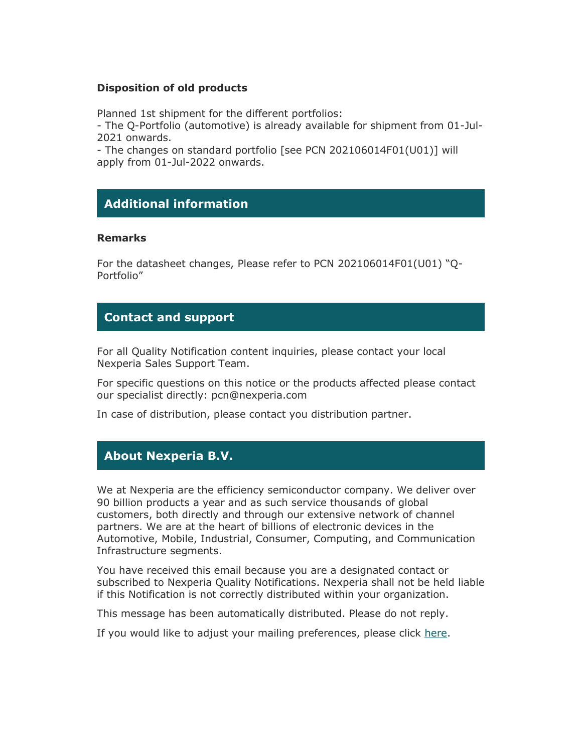**Disposition of old products**

Planned 1st shipment for the different portfolios:
- The Q-Portfolio (automotive) is already available for shipment from 01-Jul-2021 onwards.
- The changes on standard portfolio [see PCN 202106014F01(U01)] will apply from 01-Jul-2022 onwards.

## Additional information

**Remarks**

For the datasheet changes, Please refer to PCN 202106014F01(U01) "Q-Portfolio"

## Contact and support

For all Quality Notification content inquiries, please contact your local Nexperia Sales Support Team.

For specific questions on this notice or the products affected please contact our specialist directly: pcn@nexperia.com

In case of distribution, please contact you distribution partner.

## About Nexperia B.V.

We at Nexperia are the efficiency semiconductor company. We deliver over 90 billion products a year and as such service thousands of global customers, both directly and through our extensive network of channel partners. We are at the heart of billions of electronic devices in the Automotive, Mobile, Industrial, Consumer, Computing, and Communication Infrastructure segments.

You have received this email because you are a designated contact or subscribed to Nexperia Quality Notifications. Nexperia shall not be held liable if this Notification is not correctly distributed within your organization.

This message has been automatically distributed. Please do not reply.

If you would like to adjust your mailing preferences, please click here.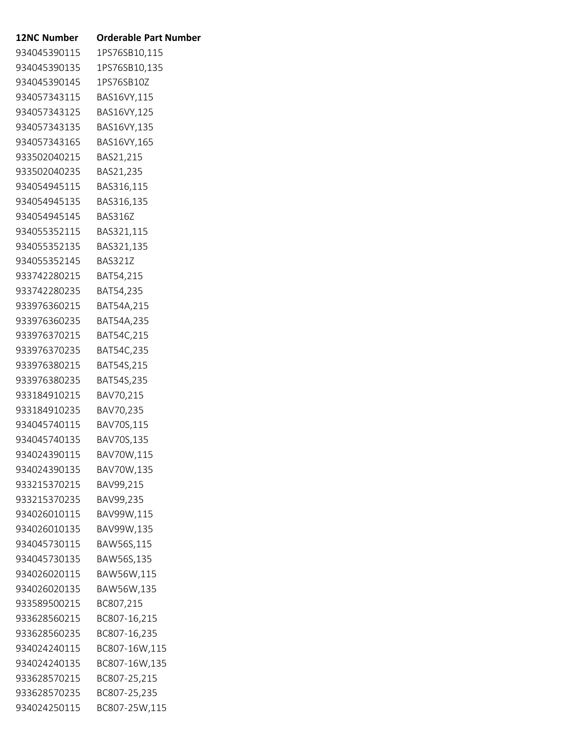| 12NC Number | Orderable Part Number |
| --- | --- |
| 934045390115 | 1PS76SB10,115 |
| 934045390135 | 1PS76SB10,135 |
| 934045390145 | 1PS76SB10Z |
| 934057343115 | BAS16VY,115 |
| 934057343125 | BAS16VY,125 |
| 934057343135 | BAS16VY,135 |
| 934057343165 | BAS16VY,165 |
| 933502040215 | BAS21,215 |
| 933502040235 | BAS21,235 |
| 934054945115 | BAS316,115 |
| 934054945135 | BAS316,135 |
| 934054945145 | BAS316Z |
| 934055352115 | BAS321,115 |
| 934055352135 | BAS321,135 |
| 934055352145 | BAS321Z |
| 933742280215 | BAT54,215 |
| 933742280235 | BAT54,235 |
| 933976360215 | BAT54A,215 |
| 933976360235 | BAT54A,235 |
| 933976370215 | BAT54C,215 |
| 933976370235 | BAT54C,235 |
| 933976380215 | BAT54S,215 |
| 933976380235 | BAT54S,235 |
| 933184910215 | BAV70,215 |
| 933184910235 | BAV70,235 |
| 934045740115 | BAV70S,115 |
| 934045740135 | BAV70S,135 |
| 934024390115 | BAV70W,115 |
| 934024390135 | BAV70W,135 |
| 933215370215 | BAV99,215 |
| 933215370235 | BAV99,235 |
| 934026010115 | BAV99W,115 |
| 934026010135 | BAV99W,135 |
| 934045730115 | BAW56S,115 |
| 934045730135 | BAW56S,135 |
| 934026020115 | BAW56W,115 |
| 934026020135 | BAW56W,135 |
| 933589500215 | BC807,215 |
| 933628560215 | BC807-16,215 |
| 933628560235 | BC807-16,235 |
| 934024240115 | BC807-16W,115 |
| 934024240135 | BC807-16W,135 |
| 933628570215 | BC807-25,215 |
| 933628570235 | BC807-25,235 |
| 934024250115 | BC807-25W,115 |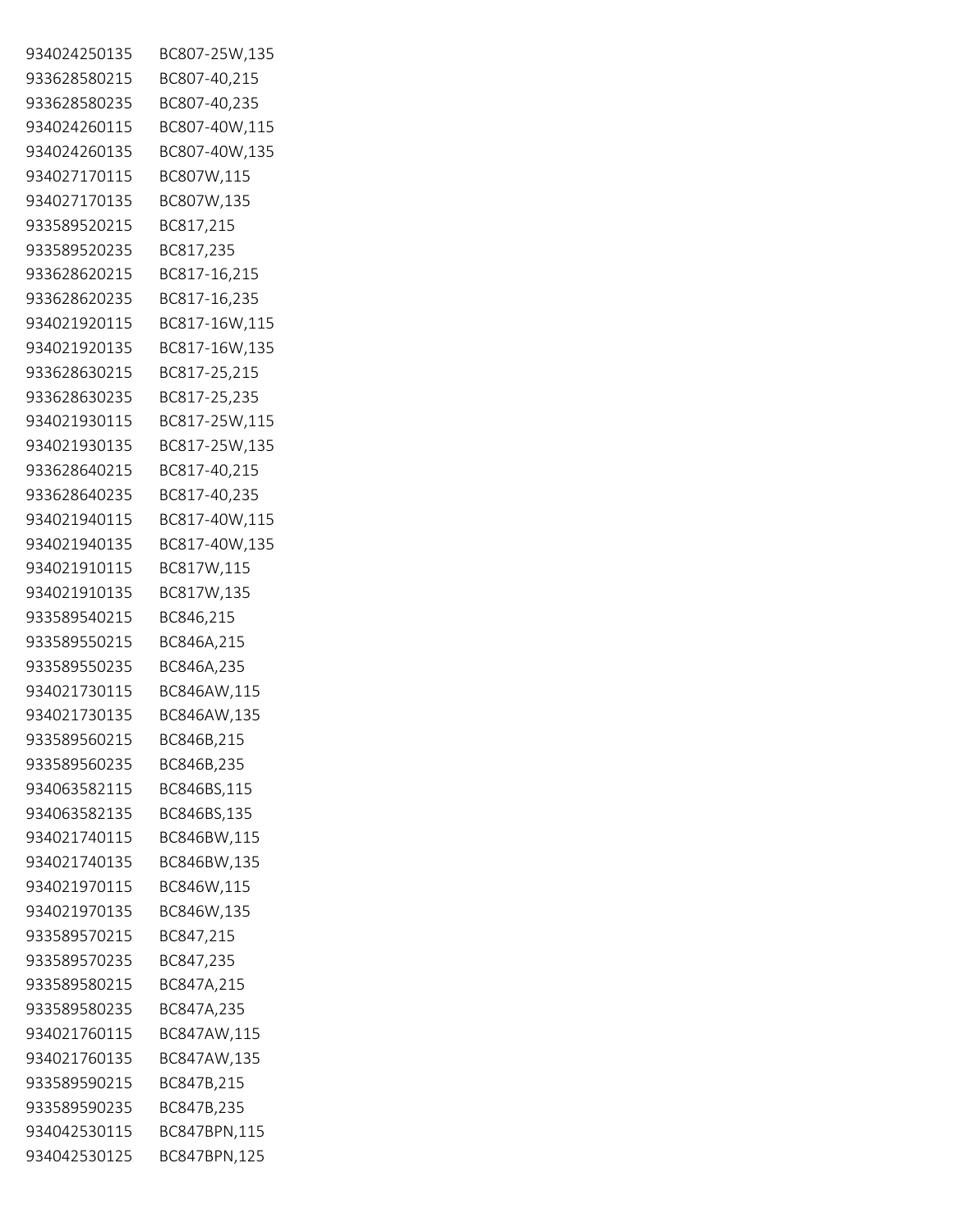| | |
|---|---|
| 934024250135 | BC807-25W,135 |
| 933628580215 | BC807-40,215 |
| 933628580235 | BC807-40,235 |
| 934024260115 | BC807-40W,115 |
| 934024260135 | BC807-40W,135 |
| 934027170115 | BC807W,115 |
| 934027170135 | BC807W,135 |
| 933589520215 | BC817,215 |
| 933589520235 | BC817,235 |
| 933628620215 | BC817-16,215 |
| 933628620235 | BC817-16,235 |
| 934021920115 | BC817-16W,115 |
| 934021920135 | BC817-16W,135 |
| 933628630215 | BC817-25,215 |
| 933628630235 | BC817-25,235 |
| 934021930115 | BC817-25W,115 |
| 934021930135 | BC817-25W,135 |
| 933628640215 | BC817-40,215 |
| 933628640235 | BC817-40,235 |
| 934021940115 | BC817-40W,115 |
| 934021940135 | BC817-40W,135 |
| 934021910115 | BC817W,115 |
| 934021910135 | BC817W,135 |
| 933589540215 | BC846,215 |
| 933589550215 | BC846A,215 |
| 933589550235 | BC846A,235 |
| 934021730115 | BC846AW,115 |
| 934021730135 | BC846AW,135 |
| 933589560215 | BC846B,215 |
| 933589560235 | BC846B,235 |
| 934063582115 | BC846BS,115 |
| 934063582135 | BC846BS,135 |
| 934021740115 | BC846BW,115 |
| 934021740135 | BC846BW,135 |
| 934021970115 | BC846W,115 |
| 934021970135 | BC846W,135 |
| 933589570215 | BC847,215 |
| 933589570235 | BC847,235 |
| 933589580215 | BC847A,215 |
| 933589580235 | BC847A,235 |
| 934021760115 | BC847AW,115 |
| 934021760135 | BC847AW,135 |
| 933589590215 | BC847B,215 |
| 933589590235 | BC847B,235 |
| 934042530115 | BC847BPN,115 |
| 934042530125 | BC847BPN,125 |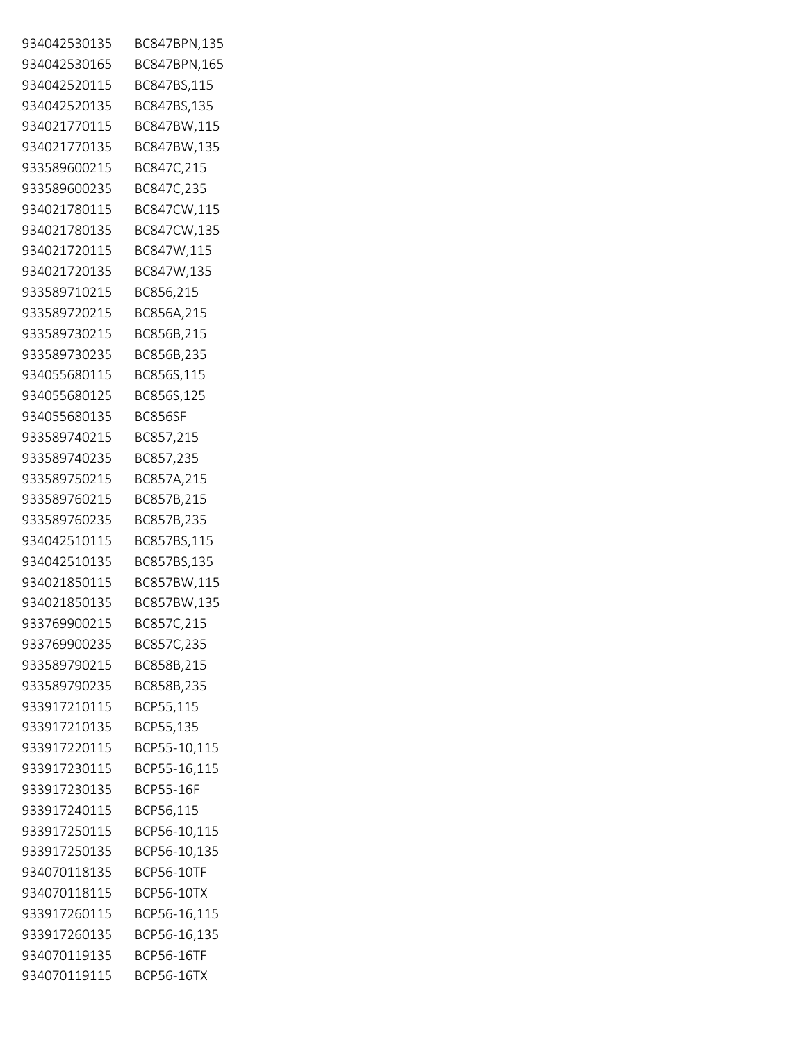| | |
|---|---|
| 934042530135 | BC847BPN,135 |
| 934042530165 | BC847BPN,165 |
| 934042520115 | BC847BS,115 |
| 934042520135 | BC847BS,135 |
| 934021770115 | BC847BW,115 |
| 934021770135 | BC847BW,135 |
| 933589600215 | BC847C,215 |
| 933589600235 | BC847C,235 |
| 934021780115 | BC847CW,115 |
| 934021780135 | BC847CW,135 |
| 934021720115 | BC847W,115 |
| 934021720135 | BC847W,135 |
| 933589710215 | BC856,215 |
| 933589720215 | BC856A,215 |
| 933589730215 | BC856B,215 |
| 933589730235 | BC856B,235 |
| 934055680115 | BC856S,115 |
| 934055680125 | BC856S,125 |
| 934055680135 | BC856SF |
| 933589740215 | BC857,215 |
| 933589740235 | BC857,235 |
| 933589750215 | BC857A,215 |
| 933589760215 | BC857B,215 |
| 933589760235 | BC857B,235 |
| 934042510115 | BC857BS,115 |
| 934042510135 | BC857BS,135 |
| 934021850115 | BC857BW,115 |
| 934021850135 | BC857BW,135 |
| 933769900215 | BC857C,215 |
| 933769900235 | BC857C,235 |
| 933589790215 | BC858B,215 |
| 933589790235 | BC858B,235 |
| 933917210115 | BCP55,115 |
| 933917210135 | BCP55,135 |
| 933917220115 | BCP55-10,115 |
| 933917230115 | BCP55-16,115 |
| 933917230135 | BCP55-16F |
| 933917240115 | BCP56,115 |
| 933917250115 | BCP56-10,115 |
| 933917250135 | BCP56-10,135 |
| 934070118135 | BCP56-10TF |
| 934070118115 | BCP56-10TX |
| 933917260115 | BCP56-16,115 |
| 933917260135 | BCP56-16,135 |
| 934070119135 | BCP56-16TF |
| 934070119115 | BCP56-16TX |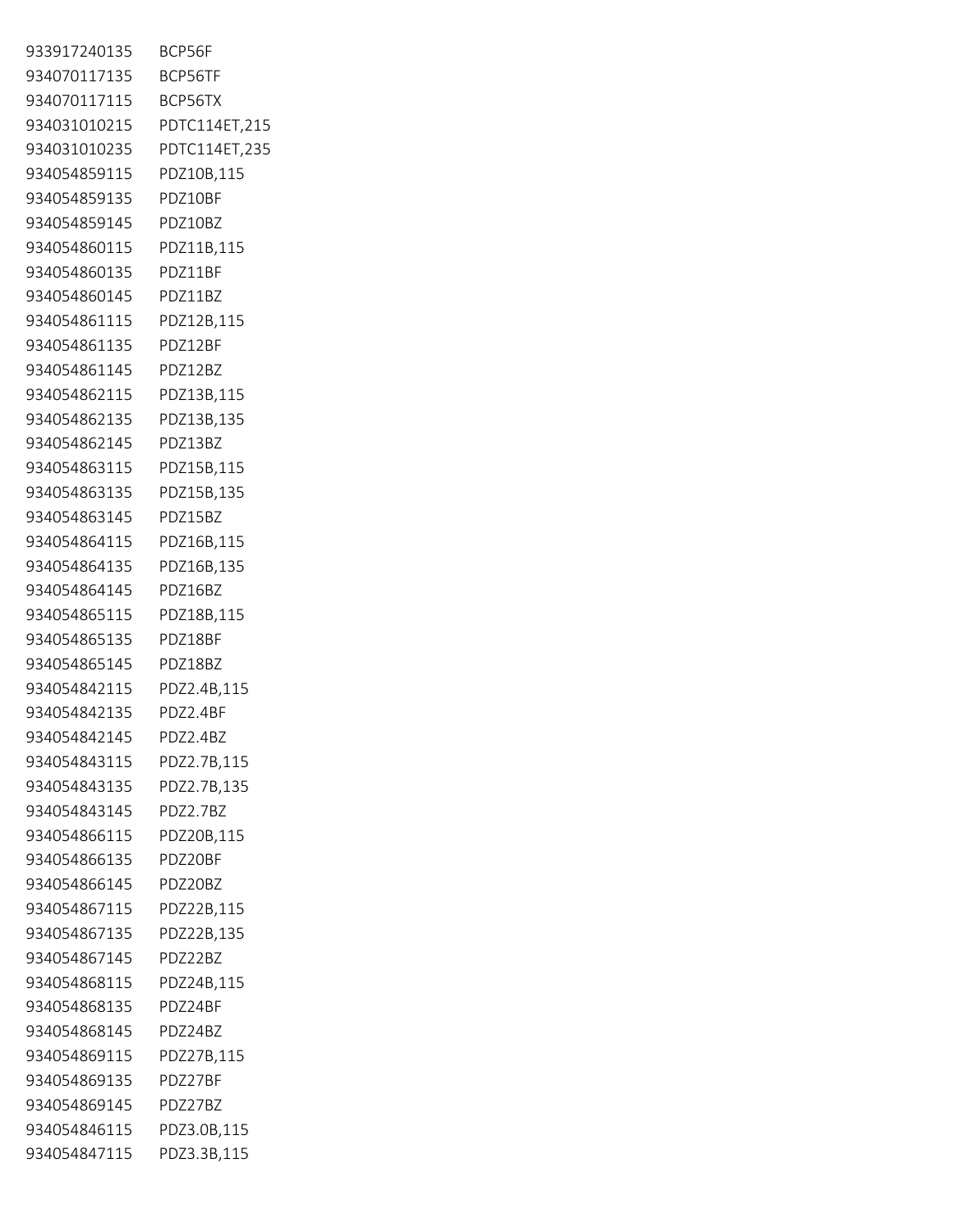| | |
|---|---|
| 933917240135 | BCP56F |
| 934070117135 | BCP56TF |
| 934070117115 | BCP56TX |
| 934031010215 | PDTC114ET,215 |
| 934031010235 | PDTC114ET,235 |
| 934054859115 | PDZ10B,115 |
| 934054859135 | PDZ10BF |
| 934054859145 | PDZ10BZ |
| 934054860115 | PDZ11B,115 |
| 934054860135 | PDZ11BF |
| 934054860145 | PDZ11BZ |
| 934054861115 | PDZ12B,115 |
| 934054861135 | PDZ12BF |
| 934054861145 | PDZ12BZ |
| 934054862115 | PDZ13B,115 |
| 934054862135 | PDZ13B,135 |
| 934054862145 | PDZ13BZ |
| 934054863115 | PDZ15B,115 |
| 934054863135 | PDZ15B,135 |
| 934054863145 | PDZ15BZ |
| 934054864115 | PDZ16B,115 |
| 934054864135 | PDZ16B,135 |
| 934054864145 | PDZ16BZ |
| 934054865115 | PDZ18B,115 |
| 934054865135 | PDZ18BF |
| 934054865145 | PDZ18BZ |
| 934054842115 | PDZ2.4B,115 |
| 934054842135 | PDZ2.4BF |
| 934054842145 | PDZ2.4BZ |
| 934054843115 | PDZ2.7B,115 |
| 934054843135 | PDZ2.7B,135 |
| 934054843145 | PDZ2.7BZ |
| 934054866115 | PDZ20B,115 |
| 934054866135 | PDZ20BF |
| 934054866145 | PDZ20BZ |
| 934054867115 | PDZ22B,115 |
| 934054867135 | PDZ22B,135 |
| 934054867145 | PDZ22BZ |
| 934054868115 | PDZ24B,115 |
| 934054868135 | PDZ24BF |
| 934054868145 | PDZ24BZ |
| 934054869115 | PDZ27B,115 |
| 934054869135 | PDZ27BF |
| 934054869145 | PDZ27BZ |
| 934054846115 | PDZ3.0B,115 |
| 934054847115 | PDZ3.3B,115 |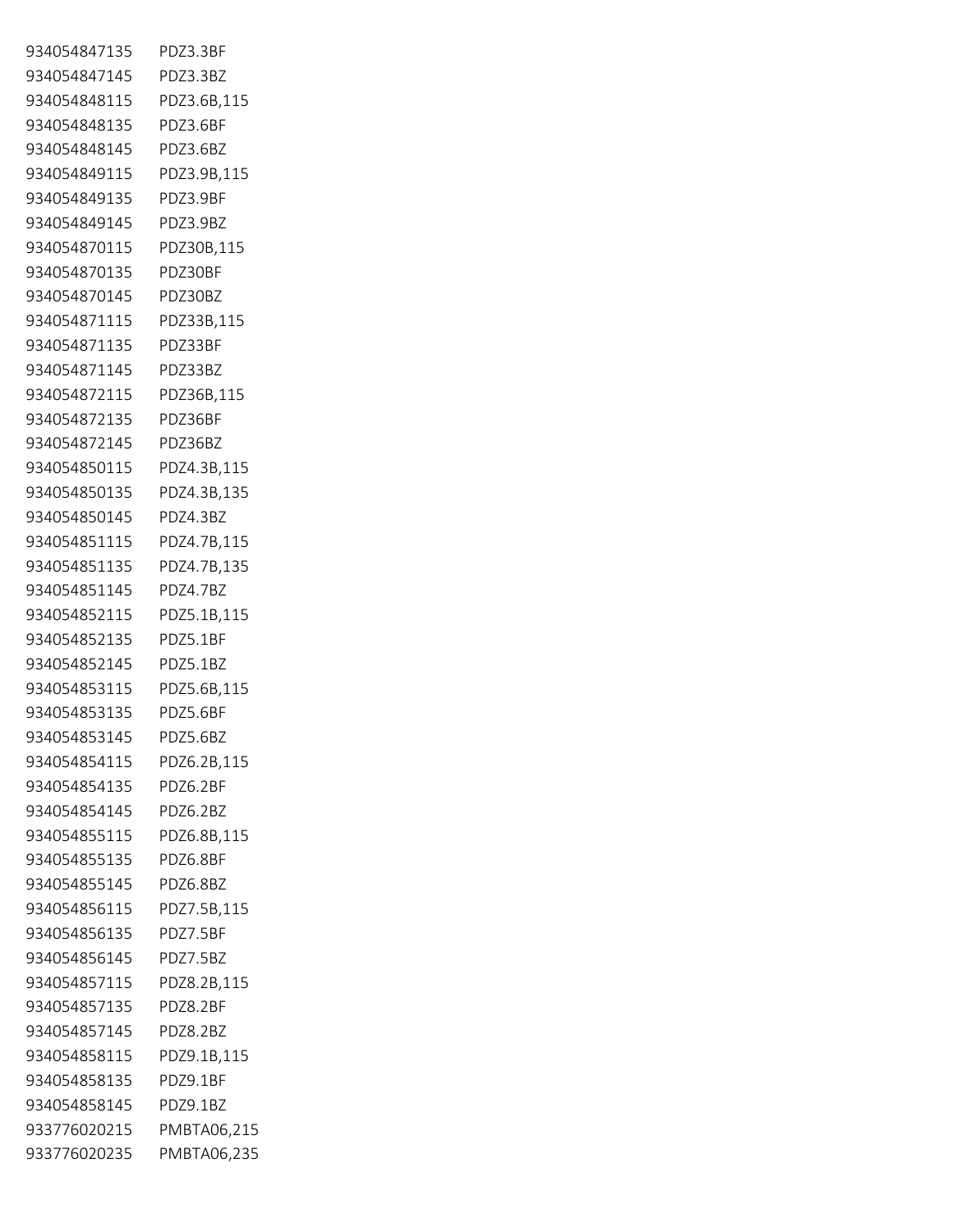| | |
|---|---|
| 934054847135 | PDZ3.3BF |
| 934054847145 | PDZ3.3BZ |
| 934054848115 | PDZ3.6B,115 |
| 934054848135 | PDZ3.6BF |
| 934054848145 | PDZ3.6BZ |
| 934054849115 | PDZ3.9B,115 |
| 934054849135 | PDZ3.9BF |
| 934054849145 | PDZ3.9BZ |
| 934054870115 | PDZ30B,115 |
| 934054870135 | PDZ30BF |
| 934054870145 | PDZ30BZ |
| 934054871115 | PDZ33B,115 |
| 934054871135 | PDZ33BF |
| 934054871145 | PDZ33BZ |
| 934054872115 | PDZ36B,115 |
| 934054872135 | PDZ36BF |
| 934054872145 | PDZ36BZ |
| 934054850115 | PDZ4.3B,115 |
| 934054850135 | PDZ4.3B,135 |
| 934054850145 | PDZ4.3BZ |
| 934054851115 | PDZ4.7B,115 |
| 934054851135 | PDZ4.7B,135 |
| 934054851145 | PDZ4.7BZ |
| 934054852115 | PDZ5.1B,115 |
| 934054852135 | PDZ5.1BF |
| 934054852145 | PDZ5.1BZ |
| 934054853115 | PDZ5.6B,115 |
| 934054853135 | PDZ5.6BF |
| 934054853145 | PDZ5.6BZ |
| 934054854115 | PDZ6.2B,115 |
| 934054854135 | PDZ6.2BF |
| 934054854145 | PDZ6.2BZ |
| 934054855115 | PDZ6.8B,115 |
| 934054855135 | PDZ6.8BF |
| 934054855145 | PDZ6.8BZ |
| 934054856115 | PDZ7.5B,115 |
| 934054856135 | PDZ7.5BF |
| 934054856145 | PDZ7.5BZ |
| 934054857115 | PDZ8.2B,115 |
| 934054857135 | PDZ8.2BF |
| 934054857145 | PDZ8.2BZ |
| 934054858115 | PDZ9.1B,115 |
| 934054858135 | PDZ9.1BF |
| 934054858145 | PDZ9.1BZ |
| 933776020215 | PMBTA06,215 |
| 933776020235 | PMBTA06,235 |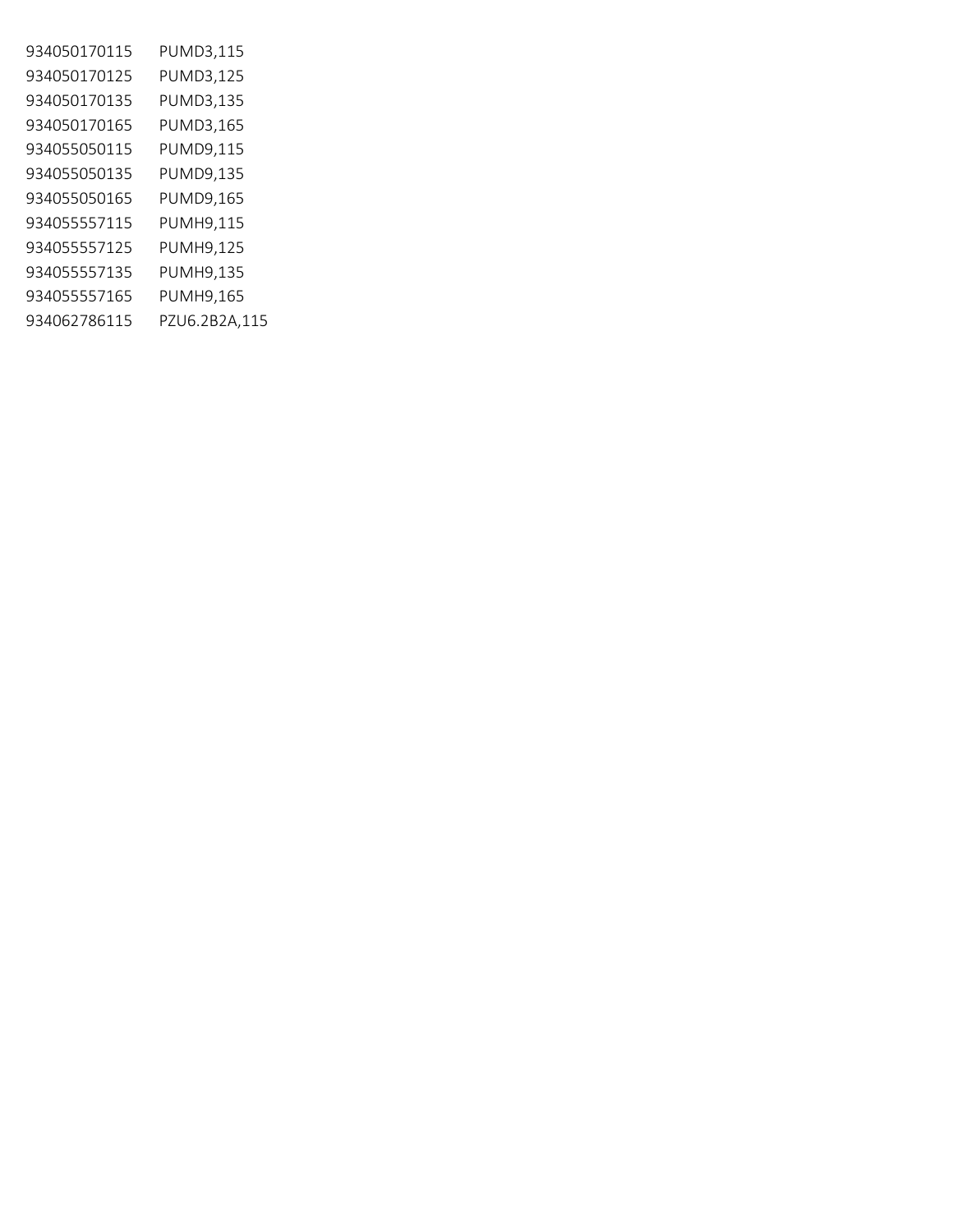| | |
|---|---|
| 934050170115 | PUMD3,115 |
| 934050170125 | PUMD3,125 |
| 934050170135 | PUMD3,135 |
| 934050170165 | PUMD3,165 |
| 934055050115 | PUMD9,115 |
| 934055050135 | PUMD9,135 |
| 934055050165 | PUMD9,165 |
| 934055557115 | PUMH9,115 |
| 934055557125 | PUMH9,125 |
| 934055557135 | PUMH9,135 |
| 934055557165 | PUMH9,165 |
| 934062786115 | PZU6.2B2A,115 |